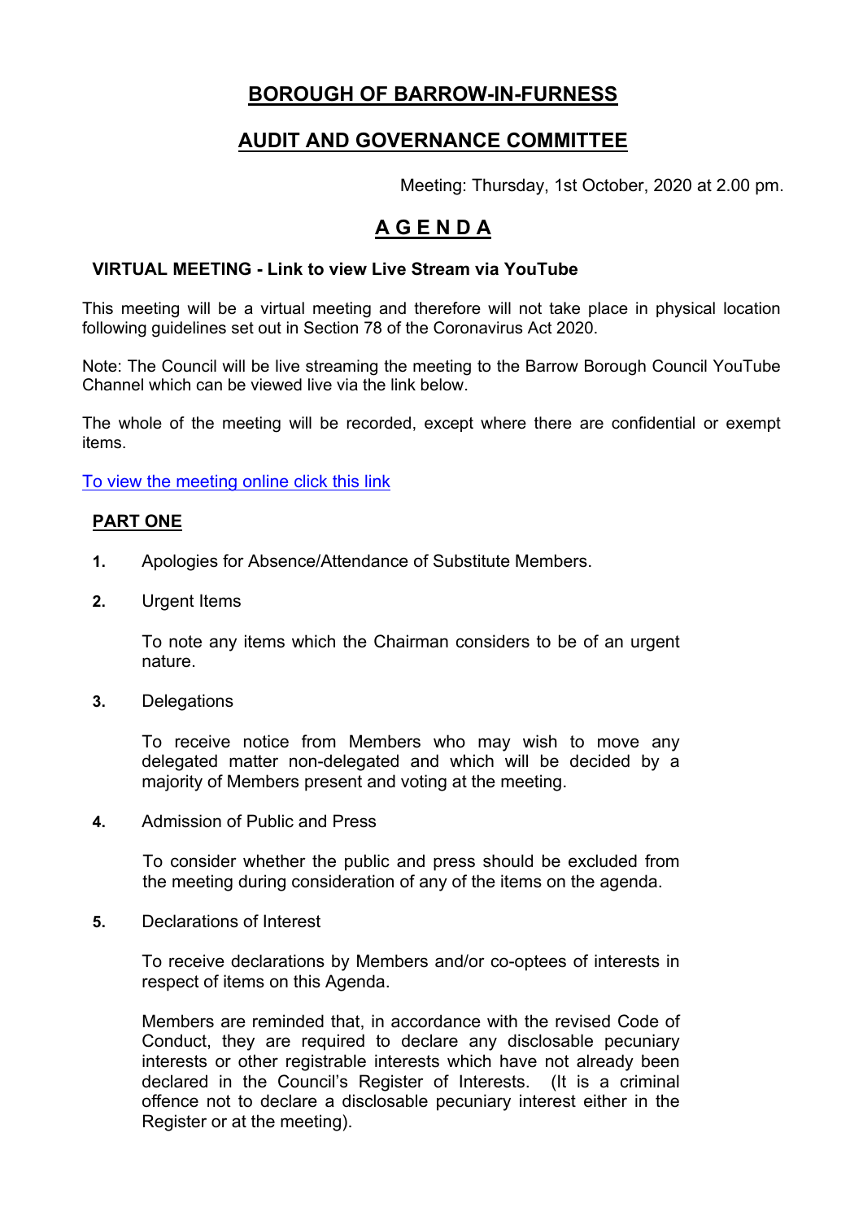# BOROUGH OF BARROW-IN-FURNESS

## AUDIT AND GOVERNANCE COMMITTEE

Meeting: Thursday, 1st October, 2020 at 2.00 pm.

# A G E N D A

**VIRTUAL MEETING - Link to view Live Stream via YouTube**

This meeting will be a virtual meeting and therefore will not take place in physical location following guidelines set out in Section 78 of the Coronavirus Act 2020.

Note: The Council will be live streaming the meeting to the Barrow Borough Council YouTube Channel which can be viewed live via the link below.

The whole of the meeting will be recorded, except where there are confidential or exempt items.

To view the meeting online click this link

## PART ONE

**1.** Apologies for Absence/Attendance of Substitute Members.

**2.** Urgent Items

To note any items which the Chairman considers to be of an urgent nature.

**3.** Delegations

To receive notice from Members who may wish to move any delegated matter non-delegated and which will be decided by a majority of Members present and voting at the meeting.

**4.** Admission of Public and Press

To consider whether the public and press should be excluded from the meeting during consideration of any of the items on the agenda.

**5.** Declarations of Interest

To receive declarations by Members and/or co-optees of interests in respect of items on this Agenda.

Members are reminded that, in accordance with the revised Code of Conduct, they are required to declare any disclosable pecuniary interests or other registrable interests which have not already been declared in the Council's Register of Interests. (It is a criminal offence not to declare a disclosable pecuniary interest either in the Register or at the meeting).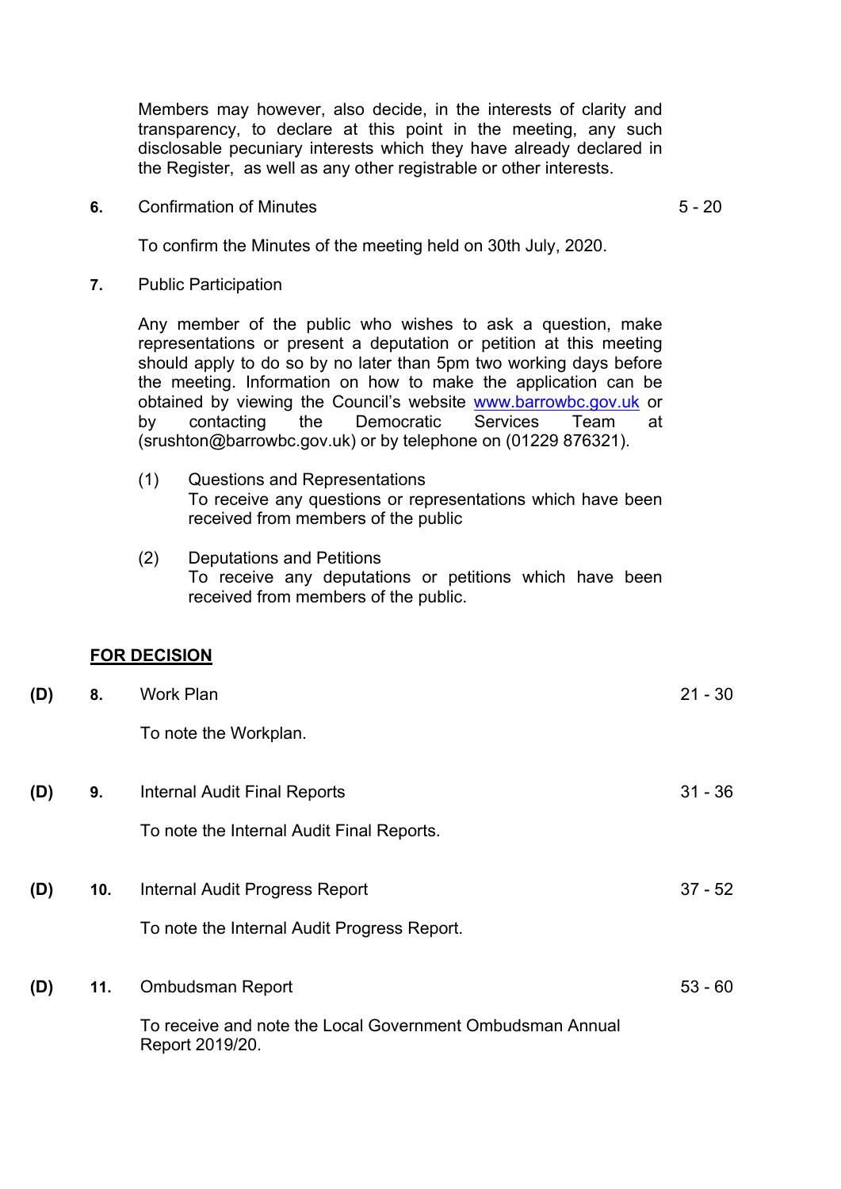Members may however, also decide, in the interests of clarity and transparency, to declare at this point in the meeting, any such disclosable pecuniary interests which they have already declared in the Register, as well as any other registrable or other interests.

**6.** Confirmation of Minutes — 5 - 20

To confirm the Minutes of the meeting held on 30th July, 2020.

**7.** Public Participation

Any member of the public who wishes to ask a question, make representations or present a deputation or petition at this meeting should apply to do so by no later than 5pm two working days before the meeting. Information on how to make the application can be obtained by viewing the Council's website [www.barrowbc.gov.uk](http://www.barrowbc.gov.uk) or by contacting the Democratic Services Team at (srushton@barrowbc.gov.uk) or by telephone on (01229 876321).

(1) Questions and Representations
To receive any questions or representations which have been received from members of the public

(2) Deputations and Petitions
To receive any deputations or petitions which have been received from members of the public.

**FOR DECISION**

**(D)** **8.** Work Plan — 21 - 30

To note the Workplan.

**(D)** **9.** Internal Audit Final Reports — 31 - 36

To note the Internal Audit Final Reports.

**(D)** **10.** Internal Audit Progress Report — 37 - 52

To note the Internal Audit Progress Report.

**(D)** **11.** Ombudsman Report — 53 - 60

To receive and note the Local Government Ombudsman Annual Report 2019/20.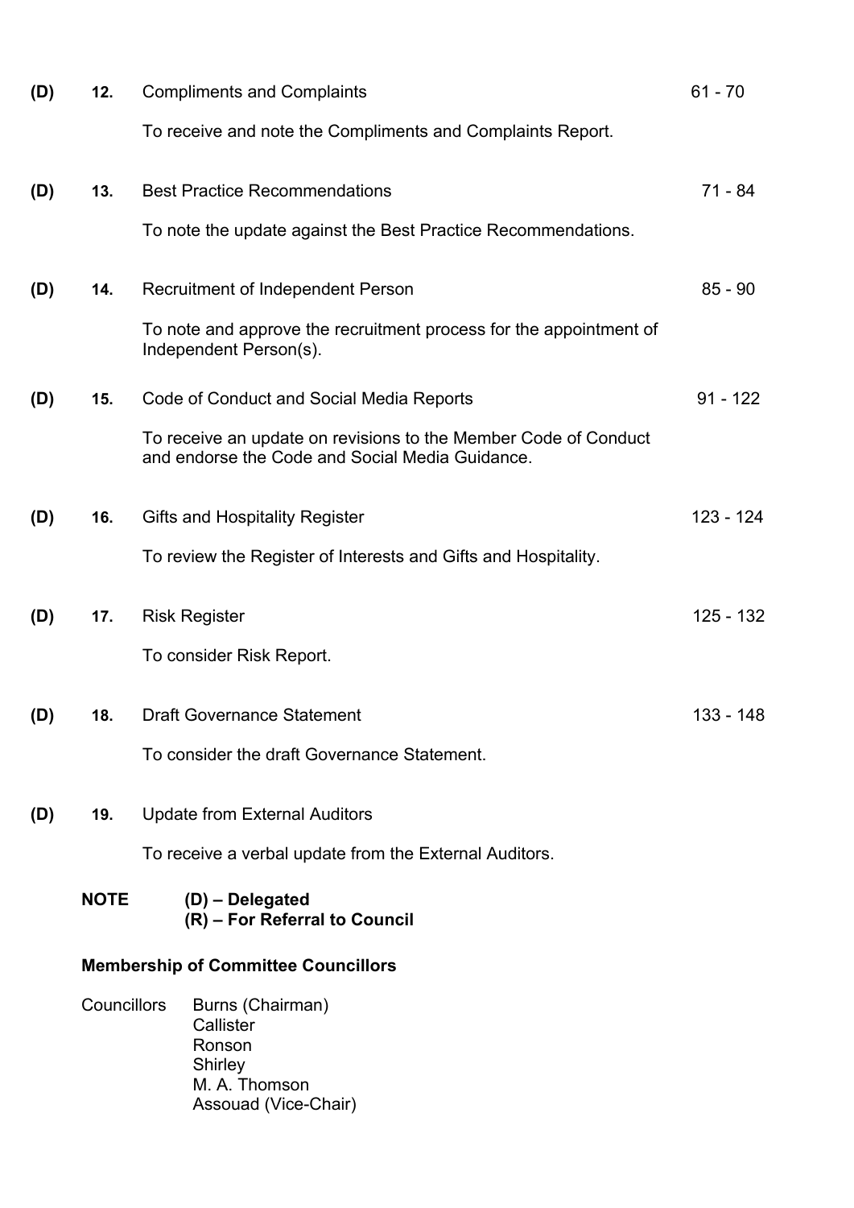| | | | |
|---|---|---|---|
| **(D)** | **12.** | Compliments and Complaints<br><br>To receive and note the Compliments and Complaints Report. | 61 - 70 |
| **(D)** | **13.** | Best Practice Recommendations<br><br>To note the update against the Best Practice Recommendations. | 71 - 84 |
| **(D)** | **14.** | Recruitment of Independent Person<br><br>To note and approve the recruitment process for the appointment of Independent Person(s). | 85 - 90 |
| **(D)** | **15.** | Code of Conduct and Social Media Reports<br><br>To receive an update on revisions to the Member Code of Conduct and endorse the Code and Social Media Guidance. | 91 - 122 |
| **(D)** | **16.** | Gifts and Hospitality Register<br><br>To review the Register of Interests and Gifts and Hospitality. | 123 - 124 |
| **(D)** | **17.** | Risk Register<br><br>To consider Risk Report. | 125 - 132 |
| **(D)** | **18.** | Draft Governance Statement<br><br>To consider the draft Governance Statement. | 133 - 148 |
| **(D)** | **19.** | Update from External Auditors<br><br>To receive a verbal update from the External Auditors. | |

**NOTE** **(D) – Delegated**
**(R) – For Referral to Council**

**Membership of Committee Councillors**

Councillors Burns (Chairman)
Callister
Ronson
Shirley
M. A. Thomson
Assouad (Vice-Chair)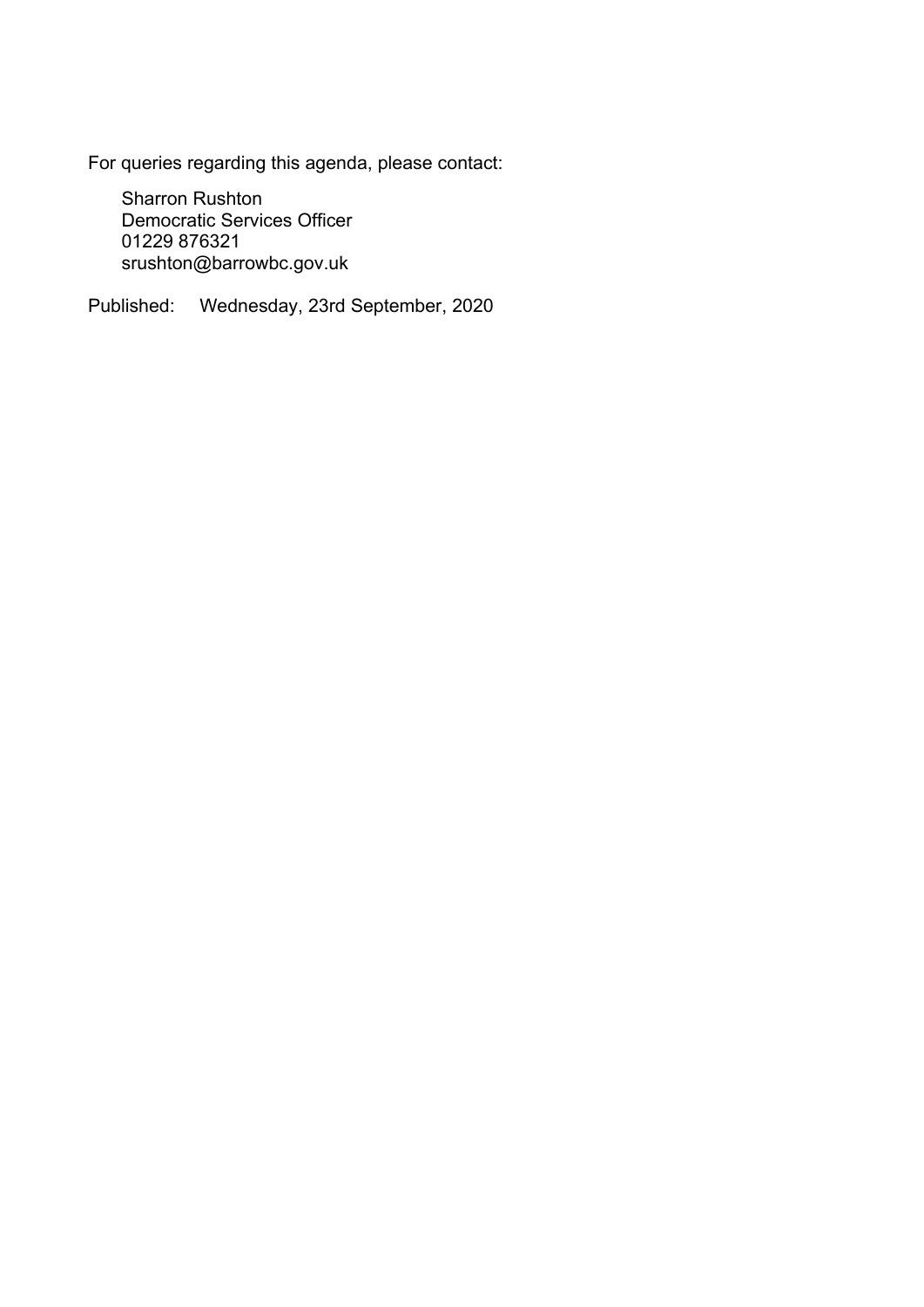For queries regarding this agenda, please contact:

Sharron Rushton
Democratic Services Officer
01229 876321
srushton@barrowbc.gov.uk

Published: Wednesday, 23rd September, 2020